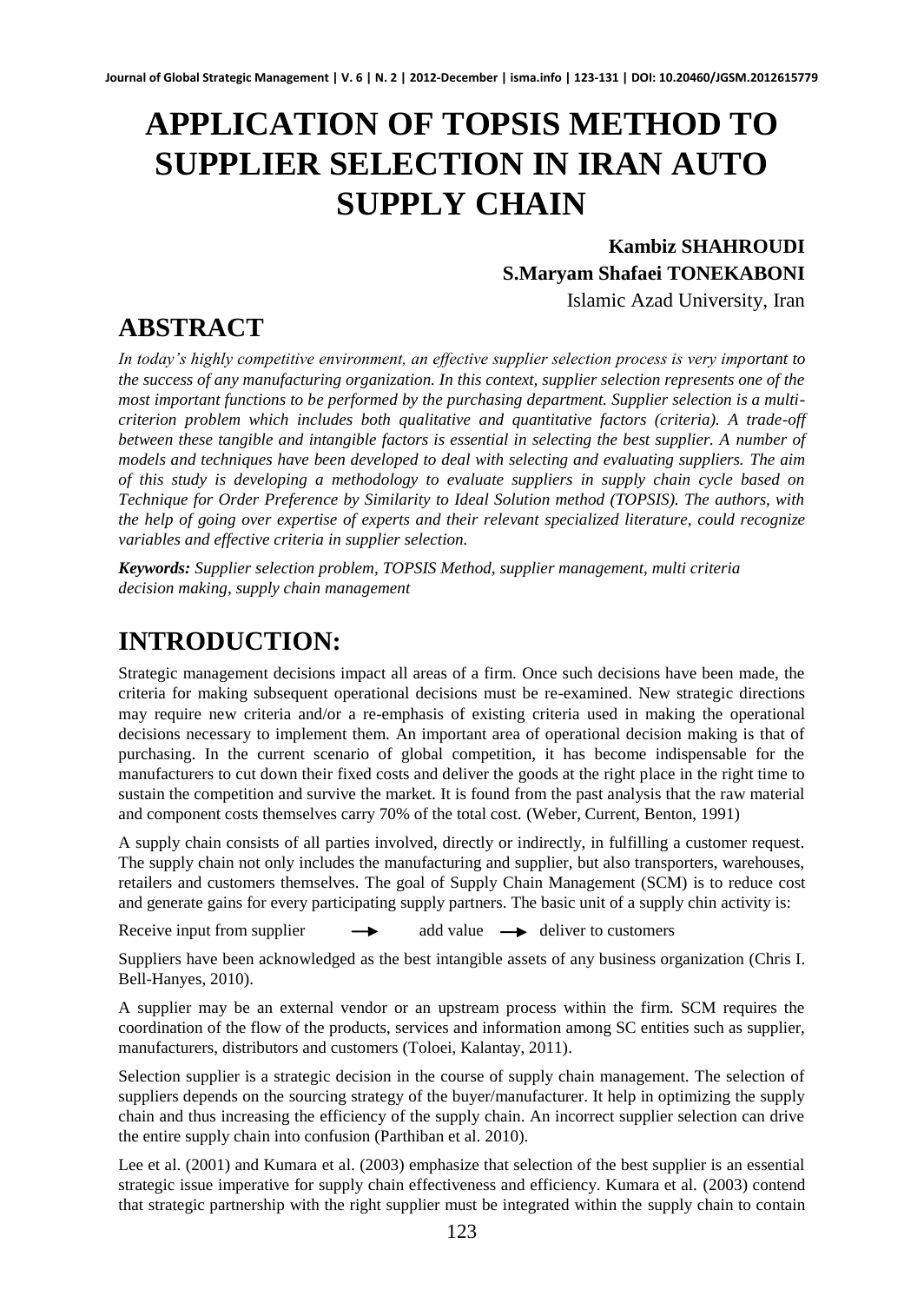# APPLICATION OF TOPSIS METHOD TO SUPPLIER SELECTION IN IRAN AUTO SUPPLY CHAIN

**Kambiz SHAHROUDI**
**S.Maryam Shafaei TONEKABONI**
Islamic Azad University, Iran

## ABSTRACT

*In today's highly competitive environment, an effective supplier selection process is very important to the success of any manufacturing organization. In this context, supplier selection represents one of the most important functions to be performed by the purchasing department. Supplier selection is a multi-criterion problem which includes both qualitative and quantitative factors (criteria). A trade-off between these tangible and intangible factors is essential in selecting the best supplier. A number of models and techniques have been developed to deal with selecting and evaluating suppliers. The aim of this study is developing a methodology to evaluate suppliers in supply chain cycle based on Technique for Order Preference by Similarity to Ideal Solution method (TOPSIS). The authors, with the help of going over expertise of experts and their relevant specialized literature, could recognize variables and effective criteria in supplier selection.*

***Keywords:*** *Supplier selection problem, TOPSIS Method, supplier management, multi criteria decision making, supply chain management*

## INTRODUCTION:

Strategic management decisions impact all areas of a firm. Once such decisions have been made, the criteria for making subsequent operational decisions must be re-examined. New strategic directions may require new criteria and/or a re-emphasis of existing criteria used in making the operational decisions necessary to implement them. An important area of operational decision making is that of purchasing. In the current scenario of global competition, it has become indispensable for the manufacturers to cut down their fixed costs and deliver the goods at the right place in the right time to sustain the competition and survive the market. It is found from the past analysis that the raw material and component costs themselves carry 70% of the total cost. (Weber, Current, Benton, 1991)

A supply chain consists of all parties involved, directly or indirectly, in fulfilling a customer request. The supply chain not only includes the manufacturing and supplier, but also transporters, warehouses, retailers and customers themselves. The goal of Supply Chain Management (SCM) is to reduce cost and generate gains for every participating supply partners. The basic unit of a supply chin activity is:

Receive input from supplier → add value → deliver to customers

Suppliers have been acknowledged as the best intangible assets of any business organization (Chris I. Bell-Hanyes, 2010).

A supplier may be an external vendor or an upstream process within the firm. SCM requires the coordination of the flow of the products, services and information among SC entities such as supplier, manufacturers, distributors and customers (Toloei, Kalantay, 2011).

Selection supplier is a strategic decision in the course of supply chain management. The selection of suppliers depends on the sourcing strategy of the buyer/manufacturer. It help in optimizing the supply chain and thus increasing the efficiency of the supply chain. An incorrect supplier selection can drive the entire supply chain into confusion (Parthiban et al. 2010).

Lee et al. (2001) and Kumara et al. (2003) emphasize that selection of the best supplier is an essential strategic issue imperative for supply chain effectiveness and efficiency. Kumara et al. (2003) contend that strategic partnership with the right supplier must be integrated within the supply chain to contain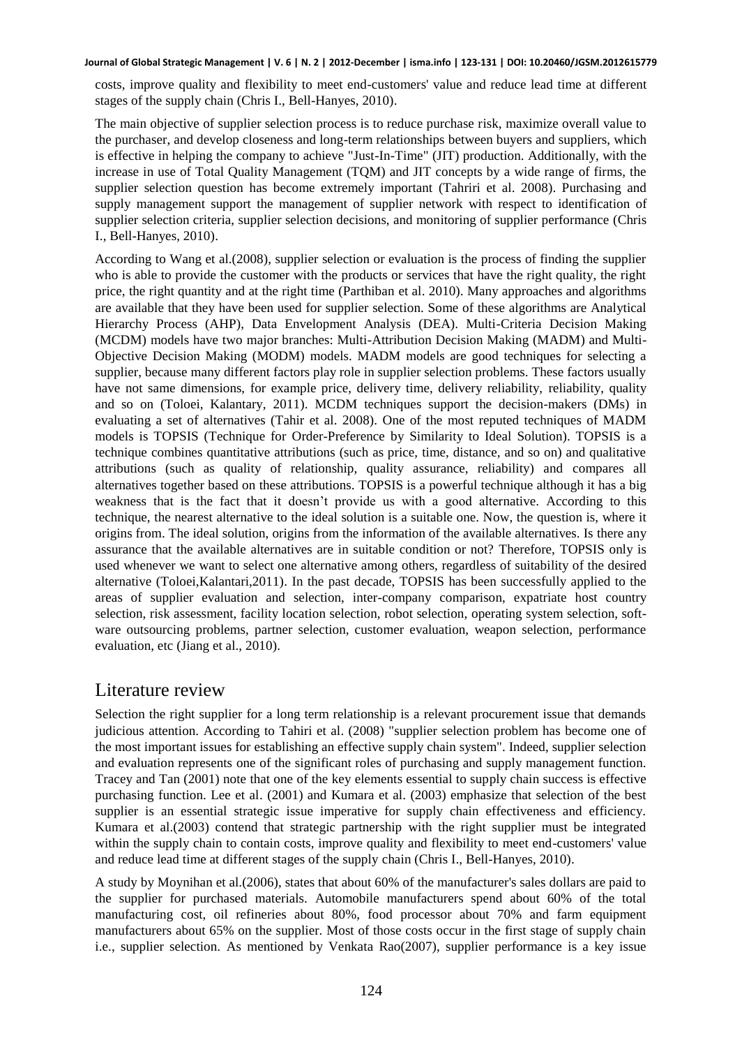costs, improve quality and flexibility to meet end-customers' value and reduce lead time at different stages of the supply chain (Chris I., Bell-Hanyes, 2010).

The main objective of supplier selection process is to reduce purchase risk, maximize overall value to the purchaser, and develop closeness and long-term relationships between buyers and suppliers, which is effective in helping the company to achieve "Just-In-Time" (JIT) production. Additionally, with the increase in use of Total Quality Management (TQM) and JIT concepts by a wide range of firms, the supplier selection question has become extremely important (Tahriri et al. 2008). Purchasing and supply management support the management of supplier network with respect to identification of supplier selection criteria, supplier selection decisions, and monitoring of supplier performance (Chris I., Bell-Hanyes, 2010).

According to Wang et al.(2008), supplier selection or evaluation is the process of finding the supplier who is able to provide the customer with the products or services that have the right quality, the right price, the right quantity and at the right time (Parthiban et al. 2010). Many approaches and algorithms are available that they have been used for supplier selection. Some of these algorithms are Analytical Hierarchy Process (AHP), Data Envelopment Analysis (DEA). Multi-Criteria Decision Making (MCDM) models have two major branches: Multi-Attribution Decision Making (MADM) and Multi-Objective Decision Making (MODM) models. MADM models are good techniques for selecting a supplier, because many different factors play role in supplier selection problems. These factors usually have not same dimensions, for example price, delivery time, delivery reliability, reliability, quality and so on (Toloei, Kalantary, 2011). MCDM techniques support the decision-makers (DMs) in evaluating a set of alternatives (Tahir et al. 2008). One of the most reputed techniques of MADM models is TOPSIS (Technique for Order-Preference by Similarity to Ideal Solution). TOPSIS is a technique combines quantitative attributions (such as price, time, distance, and so on) and qualitative attributions (such as quality of relationship, quality assurance, reliability) and compares all alternatives together based on these attributions. TOPSIS is a powerful technique although it has a big weakness that is the fact that it doesn't provide us with a good alternative. According to this technique, the nearest alternative to the ideal solution is a suitable one. Now, the question is, where it origins from. The ideal solution, origins from the information of the available alternatives. Is there any assurance that the available alternatives are in suitable condition or not? Therefore, TOPSIS only is used whenever we want to select one alternative among others, regardless of suitability of the desired alternative (Toloei,Kalantari,2011). In the past decade, TOPSIS has been successfully applied to the areas of supplier evaluation and selection, inter-company comparison, expatriate host country selection, risk assessment, facility location selection, robot selection, operating system selection, software outsourcing problems, partner selection, customer evaluation, weapon selection, performance evaluation, etc (Jiang et al., 2010).

## Literature review

Selection the right supplier for a long term relationship is a relevant procurement issue that demands judicious attention. According to Tahiri et al. (2008) "supplier selection problem has become one of the most important issues for establishing an effective supply chain system". Indeed, supplier selection and evaluation represents one of the significant roles of purchasing and supply management function. Tracey and Tan (2001) note that one of the key elements essential to supply chain success is effective purchasing function. Lee et al. (2001) and Kumara et al. (2003) emphasize that selection of the best supplier is an essential strategic issue imperative for supply chain effectiveness and efficiency. Kumara et al.(2003) contend that strategic partnership with the right supplier must be integrated within the supply chain to contain costs, improve quality and flexibility to meet end-customers' value and reduce lead time at different stages of the supply chain (Chris I., Bell-Hanyes, 2010).

A study by Moynihan et al.(2006), states that about 60% of the manufacturer's sales dollars are paid to the supplier for purchased materials. Automobile manufacturers spend about 60% of the total manufacturing cost, oil refineries about 80%, food processor about 70% and farm equipment manufacturers about 65% on the supplier. Most of those costs occur in the first stage of supply chain i.e., supplier selection. As mentioned by Venkata Rao(2007), supplier performance is a key issue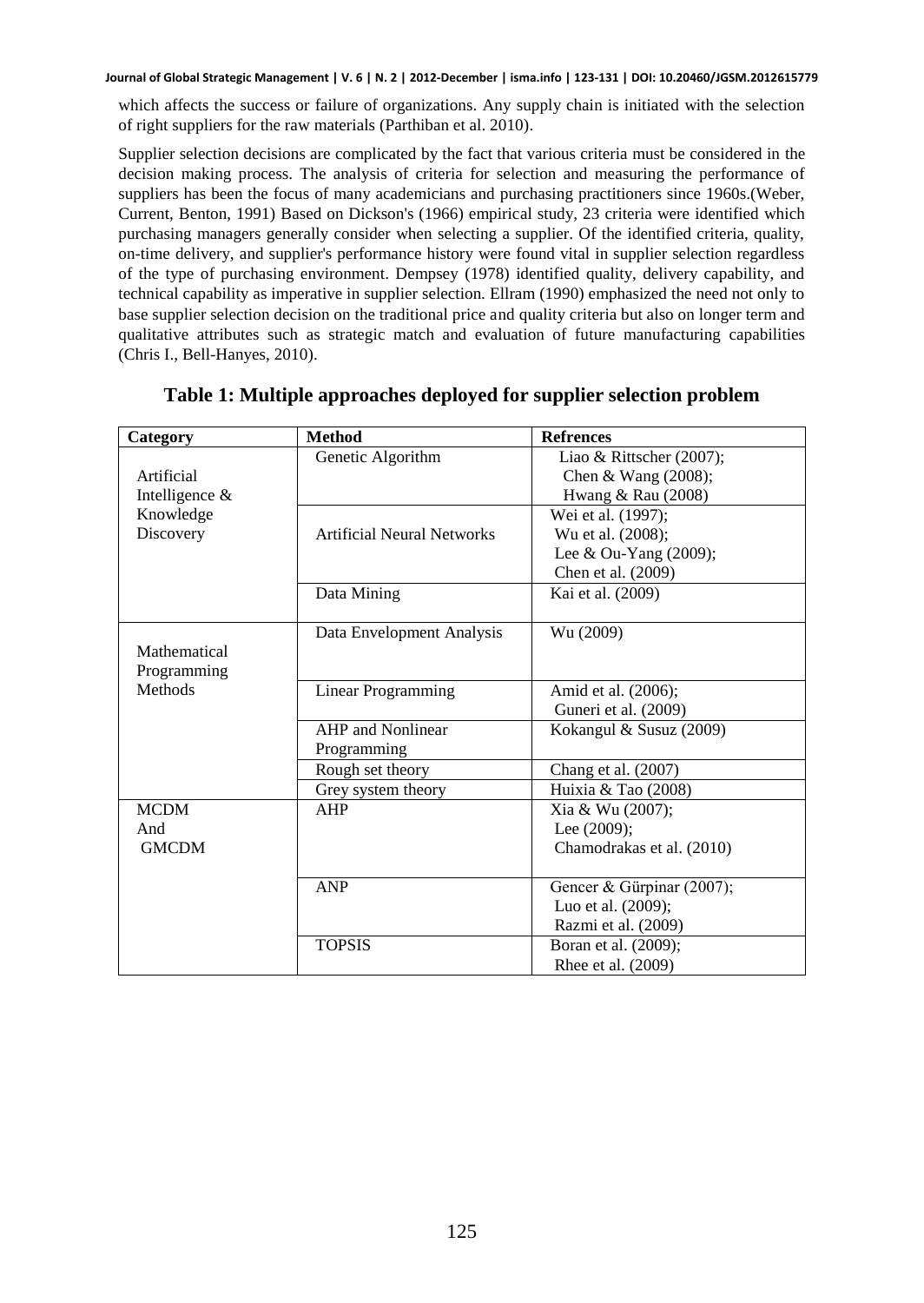which affects the success or failure of organizations. Any supply chain is initiated with the selection of right suppliers for the raw materials (Parthiban et al. 2010).

Supplier selection decisions are complicated by the fact that various criteria must be considered in the decision making process. The analysis of criteria for selection and measuring the performance of suppliers has been the focus of many academicians and purchasing practitioners since 1960s.(Weber, Current, Benton, 1991) Based on Dickson's (1966) empirical study, 23 criteria were identified which purchasing managers generally consider when selecting a supplier. Of the identified criteria, quality, on-time delivery, and supplier's performance history were found vital in supplier selection regardless of the type of purchasing environment. Dempsey (1978) identified quality, delivery capability, and technical capability as imperative in supplier selection. Ellram (1990) emphasized the need not only to base supplier selection decision on the traditional price and quality criteria but also on longer term and qualitative attributes such as strategic match and evaluation of future manufacturing capabilities (Chris I., Bell-Hanyes, 2010).

**Table 1: Multiple approaches deployed for supplier selection problem**

| Category | Method | Refrences |
|---|---|---|
| Artificial Intelligence & Knowledge Discovery | Genetic Algorithm | Liao & Rittscher (2007); Chen & Wang (2008); Hwang & Rau (2008) |
| | Artificial Neural Networks | Wei et al. (1997); Wu et al. (2008); Lee & Ou-Yang (2009); Chen et al. (2009) |
| | Data Mining | Kai et al. (2009) |
| Mathematical Programming Methods | Data Envelopment Analysis | Wu (2009) |
| | Linear Programming | Amid et al. (2006); Guneri et al. (2009) |
| | AHP and Nonlinear Programming | Kokangul & Susuz (2009) |
| | Rough set theory | Chang et al. (2007) |
| | Grey system theory | Huixia & Tao (2008) |
| MCDM And GMCDM | AHP | Xia & Wu (2007); Lee (2009); Chamodrakas et al. (2010) |
| | ANP | Gencer & Gürpinar (2007); Luo et al. (2009); Razmi et al. (2009) |
| | TOPSIS | Boran et al. (2009); Rhee et al. (2009) |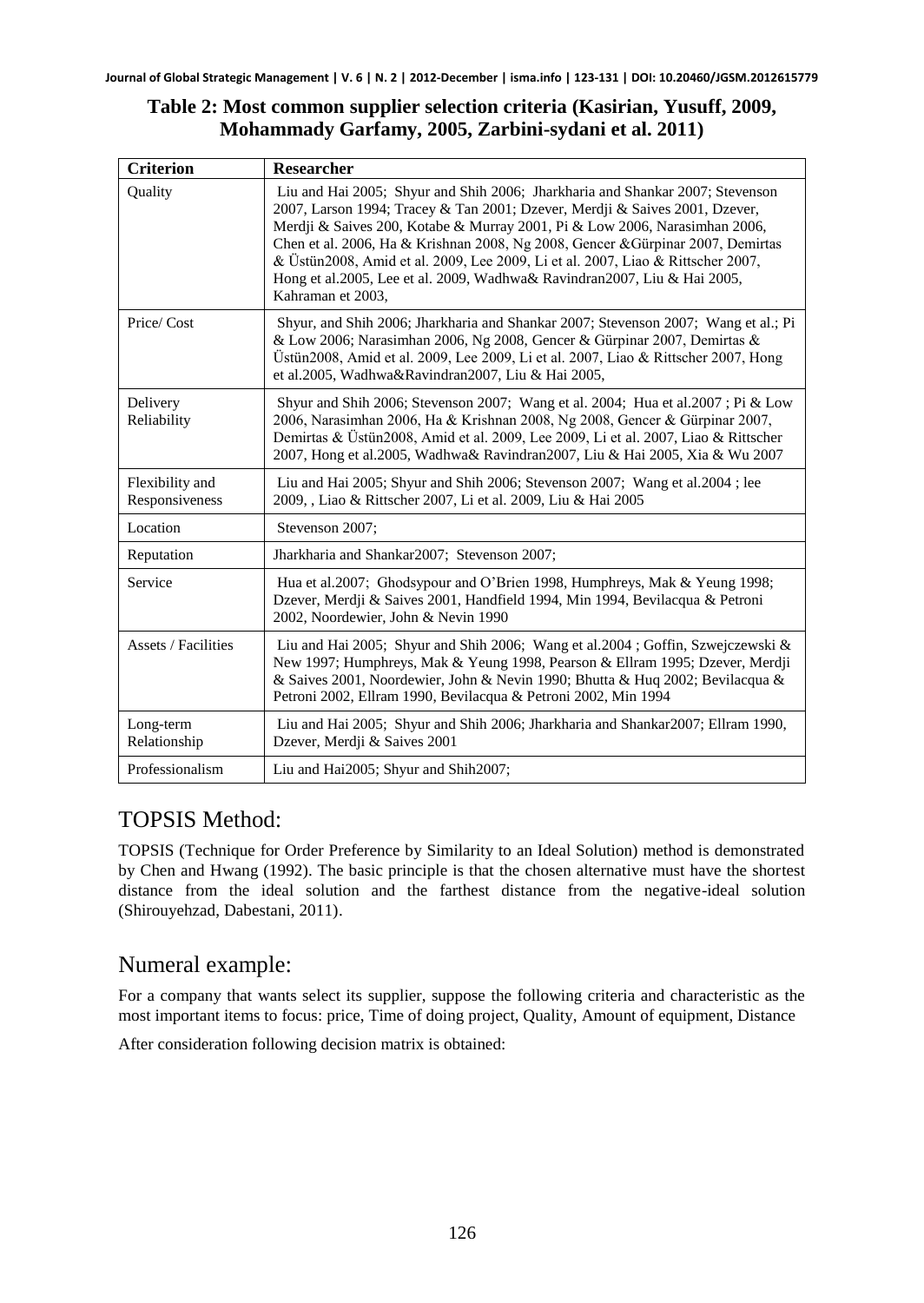**Table 2: Most common supplier selection criteria (Kasirian, Yusuff, 2009, Mohammady Garfamy, 2005, Zarbini-sydani et al. 2011)**

| Criterion | Researcher |
|---|---|
| Quality | Liu and Hai 2005; Shyur and Shih 2006; Jharkharia and Shankar 2007; Stevenson 2007, Larson 1994; Tracey & Tan 2001; Dzever, Merdji & Saives 2001, Dzever, Merdji & Saives 200, Kotabe & Murray 2001, Pi & Low 2006, Narasimhan 2006, Chen et al. 2006, Ha & Krishnan 2008, Ng 2008, Gencer &Gürpinar 2007, Demirtas & Üstün2008, Amid et al. 2009, Lee 2009, Li et al. 2007, Liao & Rittscher 2007, Hong et al.2005, Lee et al. 2009, Wadhwa& Ravindran2007, Liu & Hai 2005, Kahraman et 2003, |
| Price/ Cost | Shyur, and Shih 2006; Jharkharia and Shankar 2007; Stevenson 2007; Wang et al.; Pi & Low 2006; Narasimhan 2006, Ng 2008, Gencer & Gürpinar 2007, Demirtas & Üstün2008, Amid et al. 2009, Lee 2009, Li et al. 2007, Liao & Rittscher 2007, Hong et al.2005, Wadhwa&Ravindran2007, Liu & Hai 2005, |
| Delivery Reliability | Shyur and Shih 2006; Stevenson 2007; Wang et al. 2004; Hua et al.2007 ; Pi & Low 2006, Narasimhan 2006, Ha & Krishnan 2008, Ng 2008, Gencer & Gürpinar 2007, Demirtas & Üstün2008, Amid et al. 2009, Lee 2009, Li et al. 2007, Liao & Rittscher 2007, Hong et al.2005, Wadhwa& Ravindran2007, Liu & Hai 2005, Xia & Wu 2007 |
| Flexibility and Responsiveness | Liu and Hai 2005; Shyur and Shih 2006; Stevenson 2007; Wang et al.2004 ; lee 2009, , Liao & Rittscher 2007, Li et al. 2009, Liu & Hai 2005 |
| Location | Stevenson 2007; |
| Reputation | Jharkharia and Shankar2007; Stevenson 2007; |
| Service | Hua et al.2007; Ghodsypour and O'Brien 1998, Humphreys, Mak & Yeung 1998; Dzever, Merdji & Saives 2001, Handfield 1994, Min 1994, Bevilacqua & Petroni 2002, Noordewier, John & Nevin 1990 |
| Assets / Facilities | Liu and Hai 2005; Shyur and Shih 2006; Wang et al.2004 ; Goffin, Szwejczewski & New 1997; Humphreys, Mak & Yeung 1998, Pearson & Ellram 1995; Dzever, Merdji & Saives 2001, Noordewier, John & Nevin 1990; Bhutta & Huq 2002; Bevilacqua & Petroni 2002, Ellram 1990, Bevilacqua & Petroni 2002, Min 1994 |
| Long-term Relationship | Liu and Hai 2005; Shyur and Shih 2006; Jharkharia and Shankar2007; Ellram 1990, Dzever, Merdji & Saives 2001 |
| Professionalism | Liu and Hai2005; Shyur and Shih2007; |

## TOPSIS Method:

TOPSIS (Technique for Order Preference by Similarity to an Ideal Solution) method is demonstrated by Chen and Hwang (1992). The basic principle is that the chosen alternative must have the shortest distance from the ideal solution and the farthest distance from the negative-ideal solution (Shirouyehzad, Dabestani, 2011).

## Numeral example:

For a company that wants select its supplier, suppose the following criteria and characteristic as the most important items to focus: price, Time of doing project, Quality, Amount of equipment, Distance

After consideration following decision matrix is obtained: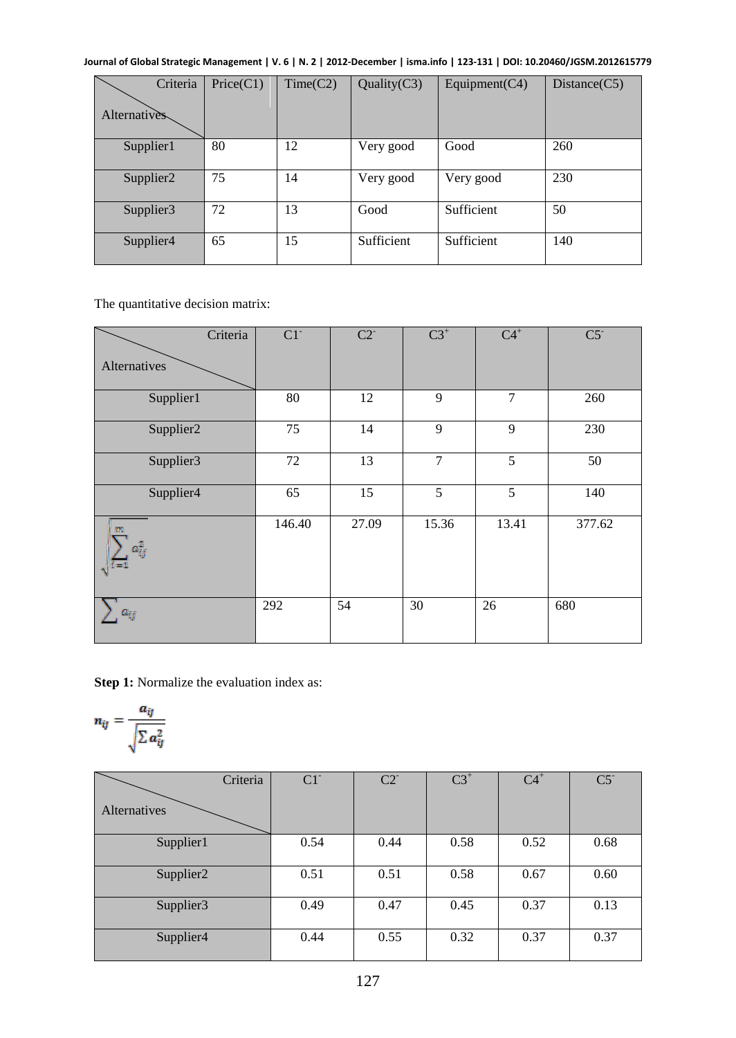| Criteria / Alternatives | Price(C1) | Time(C2) | Quality(C3) | Equipment(C4) | Distance(C5) |
|---|---|---|---|---|---|
| Supplier1 | 80 | 12 | Very good | Good | 260 |
| Supplier2 | 75 | 14 | Very good | Very good | 230 |
| Supplier3 | 72 | 13 | Good | Sufficient | 50 |
| Supplier4 | 65 | 15 | Sufficient | Sufficient | 140 |

The quantitative decision matrix:

| Criteria / Alternatives | $C1^-$ | $C2^-$ | $C3^+$ | $C4^+$ | $C5^-$ |
|---|---|---|---|---|---|
| Supplier1 | 80 | 12 | 9 | 7 | 260 |
| Supplier2 | 75 | 14 | 9 | 9 | 230 |
| Supplier3 | 72 | 13 | 7 | 5 | 50 |
| Supplier4 | 65 | 15 | 5 | 5 | 140 |
| $\sqrt{\sum_{i=1}^{m} a_{ij}^2}$ | 146.40 | 27.09 | 15.36 | 13.41 | 377.62 |
| $\sum a_{ij}$ | 292 | 54 | 30 | 26 | 680 |

**Step 1:** Normalize the evaluation index as:

$$n_{ij} = \frac{a_{ij}}{\sqrt{\sum a_{ij}^2}}$$

| Criteria / Alternatives | $C1^-$ | $C2^-$ | $C3^+$ | $C4^+$ | $C5^-$ |
|---|---|---|---|---|---|
| Supplier1 | 0.54 | 0.44 | 0.58 | 0.52 | 0.68 |
| Supplier2 | 0.51 | 0.51 | 0.58 | 0.67 | 0.60 |
| Supplier3 | 0.49 | 0.47 | 0.45 | 0.37 | 0.13 |
| Supplier4 | 0.44 | 0.55 | 0.32 | 0.37 | 0.37 |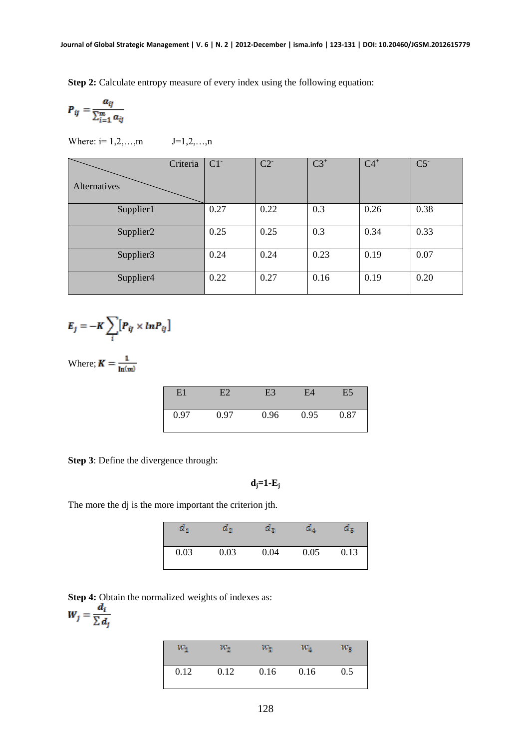**Step 2:** Calculate entropy measure of every index using the following equation:

$$P_{ij} = \frac{a_{ij}}{\sum_{i=1}^{m} a_{ij}}$$

Where: i= 1,2,…,m J=1,2,…,n

| Criteria / Alternatives | C1⁻ | C2⁻ | C3⁺ | C4⁺ | C5⁻ |
|---|---|---|---|---|---|
| Supplier1 | 0.27 | 0.22 | 0.3 | 0.26 | 0.38 |
| Supplier2 | 0.25 | 0.25 | 0.3 | 0.34 | 0.33 |
| Supplier3 | 0.24 | 0.24 | 0.23 | 0.19 | 0.07 |
| Supplier4 | 0.22 | 0.27 | 0.16 | 0.19 | 0.20 |

$$E_j = -K \sum_i [P_{ij} \times \ln P_{ij}]$$

Where; $K = \frac{1}{\ln(m)}$

| E1 | E2 | E3 | E4 | E5 |
|---|---|---|---|---|
| 0.97 | 0.97 | 0.96 | 0.95 | 0.87 |

**Step 3**: Define the divergence through:

$$\mathbf{d_j = 1 - E_j}$$

The more the dj is the more important the criterion jth.

| $d_1$ | $d_2$ | $d_3$ | $d_4$ | $d_5$ |
|---|---|---|---|---|
| 0.03 | 0.03 | 0.04 | 0.05 | 0.13 |

**Step 4:** Obtain the normalized weights of indexes as:

$$W_j = \frac{d_i}{\sum d_j}$$

| $w_1$ | $w_2$ | $w_3$ | $w_4$ | $w_5$ |
|---|---|---|---|---|
| 0.12 | 0.12 | 0.16 | 0.16 | 0.5 |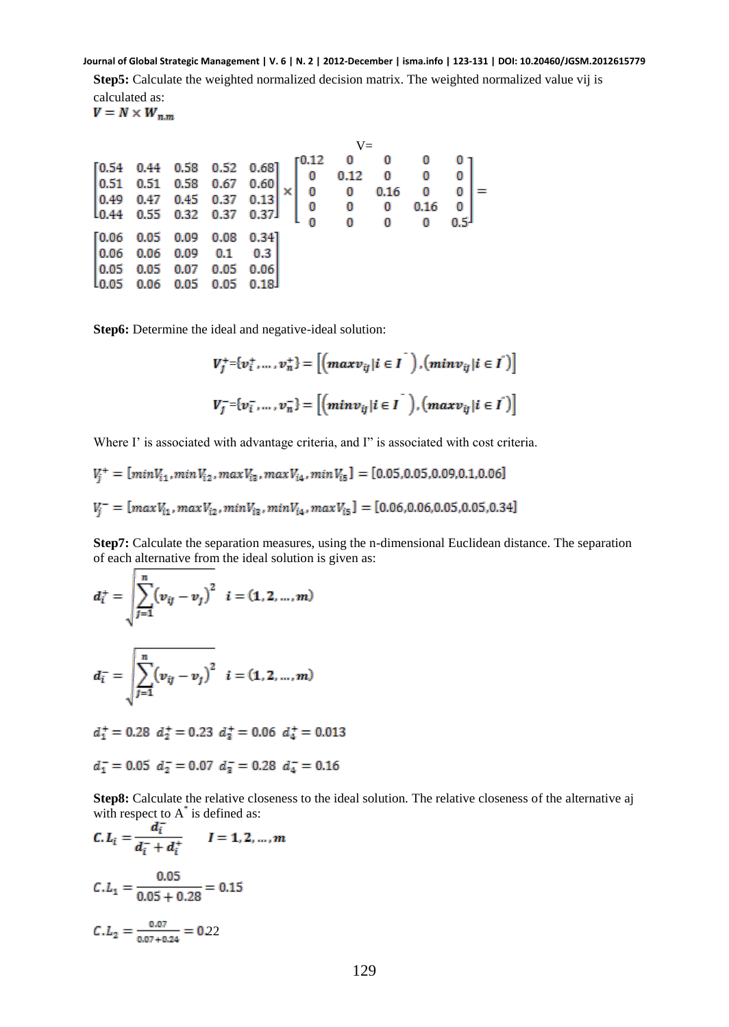**Step5:** Calculate the weighted normalized decision matrix. The weighted normalized value vij is calculated as:

$$V = N \times W_{n.m}$$

$$V=\begin{bmatrix} 0.54 & 0.44 & 0.58 & 0.52 & 0.68 \\ 0.51 & 0.51 & 0.58 & 0.67 & 0.60 \\ 0.49 & 0.47 & 0.45 & 0.37 & 0.13 \\ 0.44 & 0.55 & 0.32 & 0.37 & 0.37 \end{bmatrix} \times \begin{bmatrix} 0.12 & 0 & 0 & 0 & 0 \\ 0 & 0.12 & 0 & 0 & 0 \\ 0 & 0 & 0.16 & 0 & 0 \\ 0 & 0 & 0 & 0.16 & 0 \\ 0 & 0 & 0 & 0 & 0.5 \end{bmatrix} =$$

$$\begin{bmatrix} 0.06 & 0.05 & 0.09 & 0.08 & 0.34 \\ 0.06 & 0.06 & 0.09 & 0.1 & 0.3 \\ 0.05 & 0.05 & 0.07 & 0.05 & 0.06 \\ 0.05 & 0.06 & 0.05 & 0.05 & 0.18 \end{bmatrix}$$

**Step6:** Determine the ideal and negative-ideal solution:

$$V_j^{+}=\{v_i^{+},\dots,v_n^{+}\} = \left[\left(max\,v_{ij}\,|\,i \in I^{'}\right), \left(min\,v_{ij}\,|\,i \in I^{''}\right)\right]$$

$$V_j^{-}=\{v_i^{-},\dots,v_n^{-}\} = \left[\left(min\,v_{ij}\,|\,i \in I^{'}\right), \left(max\,v_{ij}\,|\,i \in I^{''}\right)\right]$$

Where I' is associated with advantage criteria, and I" is associated with cost criteria.

$$V_j^{+} = [minV_{i1}, minV_{i2}, maxV_{i3}, maxV_{i4}, minV_{i5}] = [0.05, 0.05, 0.09, 0.1, 0.06]$$

$$V_j^{-} = [maxV_{i1}, maxV_{i2}, minV_{i3}, minV_{i4}, maxV_{i5}] = [0.06, 0.06, 0.05, 0.05, 0.34]$$

**Step7:** Calculate the separation measures, using the n-dimensional Euclidean distance. The separation of each alternative from the ideal solution is given as:

$$d_i^{+} = \sqrt{\sum_{j=1}^{n}\left(v_{ij} - v_j\right)^2} \quad i = (1, 2, \dots, m)$$

$$d_i^{-} = \sqrt{\sum_{j=1}^{n}\left(v_{ij} - v_j\right)^2} \quad i = (1, 2, \dots, m)$$

$d_1^{+} = 0.28 \;\; d_2^{+} = 0.23 \;\; d_3^{+} = 0.06 \;\; d_4^{+} = 0.013$

$d_1^{-} = 0.05 \;\; d_2^{-} = 0.07 \;\; d_3^{-} = 0.28 \;\; d_4^{-} = 0.16$

**Step8:** Calculate the relative closeness to the ideal solution. The relative closeness of the alternative aj with respect to A[*] is defined as:

$$C.L_i = \frac{d_i^{-}}{d_i^{-} + d_i^{+}} \qquad I = 1, 2, \dots, m$$

$$C.L_1 = \frac{0.05}{0.05 + 0.28} = 0.15$$

$$C.L_2 = \frac{0.07}{0.07 + 0.24} = 0.22$$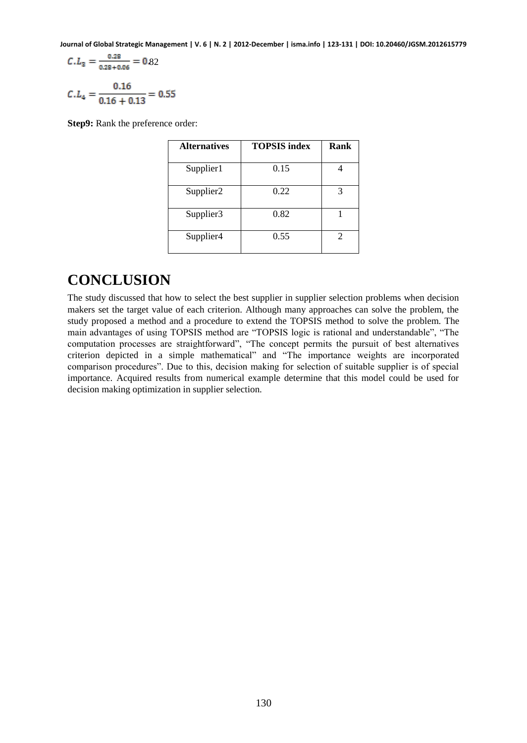$$C.L_3 = \frac{0.28}{0.28+0.06} = 0.82$$

$$C.L_4 = \frac{0.16}{0.16+0.13} = 0.55$$

**Step9:** Rank the preference order:

| Alternatives | TOPSIS index | Rank |
|---|---|---|
| Supplier1 | 0.15 | 4 |
| Supplier2 | 0.22 | 3 |
| Supplier3 | 0.82 | 1 |
| Supplier4 | 0.55 | 2 |

# CONCLUSION

The study discussed that how to select the best supplier in supplier selection problems when decision makers set the target value of each criterion. Although many approaches can solve the problem, the study proposed a method and a procedure to extend the TOPSIS method to solve the problem. The main advantages of using TOPSIS method are "TOPSIS logic is rational and understandable", "The computation processes are straightforward", "The concept permits the pursuit of best alternatives criterion depicted in a simple mathematical" and "The importance weights are incorporated comparison procedures". Due to this, decision making for selection of suitable supplier is of special importance. Acquired results from numerical example determine that this model could be used for decision making optimization in supplier selection.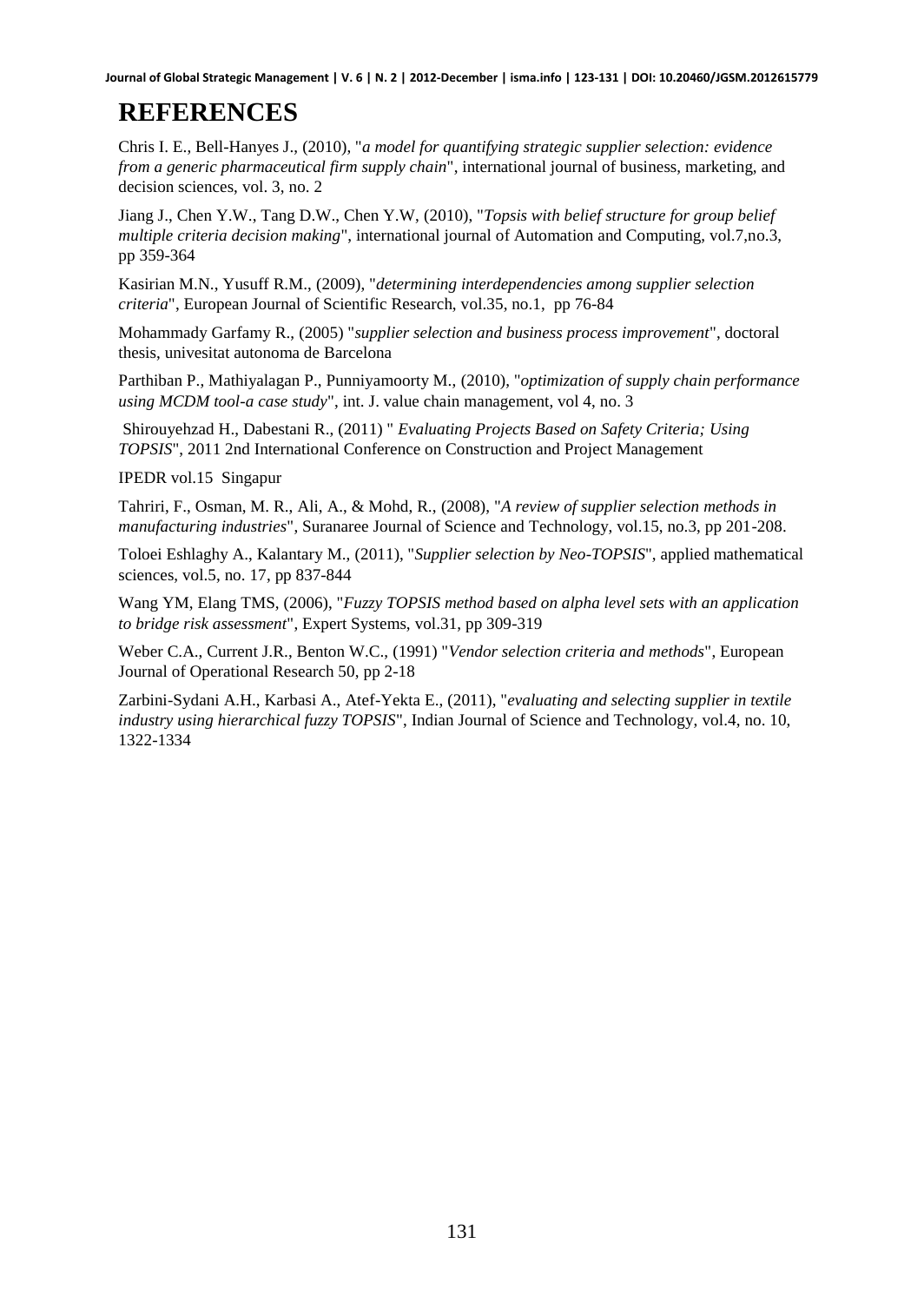# REFERENCES

Chris I. E., Bell-Hanyes J., (2010), "*a model for quantifying strategic supplier selection: evidence from a generic pharmaceutical firm supply chain*", international journal of business, marketing, and decision sciences, vol. 3, no. 2

Jiang J., Chen Y.W., Tang D.W., Chen Y.W, (2010), "*Topsis with belief structure for group belief multiple criteria decision making*", international journal of Automation and Computing, vol.7,no.3, pp 359-364

Kasirian M.N., Yusuff R.M., (2009), "*determining interdependencies among supplier selection criteria*", European Journal of Scientific Research, vol.35, no.1, pp 76-84

Mohammady Garfamy R., (2005) "*supplier selection and business process improvement*", doctoral thesis, univesitat autonoma de Barcelona

Parthiban P., Mathiyalagan P., Punniyamoorty M., (2010), "*optimization of supply chain performance using MCDM tool-a case study*", int. J. value chain management, vol 4, no. 3

Shirouyehzad H., Dabestani R., (2011) " *Evaluating Projects Based on Safety Criteria; Using TOPSIS*", 2011 2nd International Conference on Construction and Project Management

IPEDR vol.15 Singapur

Tahriri, F., Osman, M. R., Ali, A., & Mohd, R., (2008), "*A review of supplier selection methods in manufacturing industries*", Suranaree Journal of Science and Technology, vol.15, no.3, pp 201-208.

Toloei Eshlaghy A., Kalantary M., (2011), "*Supplier selection by Neo-TOPSIS*", applied mathematical sciences, vol.5, no. 17, pp 837-844

Wang YM, Elang TMS, (2006), "*Fuzzy TOPSIS method based on alpha level sets with an application to bridge risk assessment*", Expert Systems, vol.31, pp 309-319

Weber C.A., Current J.R., Benton W.C., (1991) "*Vendor selection criteria and methods*", European Journal of Operational Research 50, pp 2-18

Zarbini-Sydani A.H., Karbasi A., Atef-Yekta E., (2011), "*evaluating and selecting supplier in textile industry using hierarchical fuzzy TOPSIS*", Indian Journal of Science and Technology, vol.4, no. 10, 1322-1334